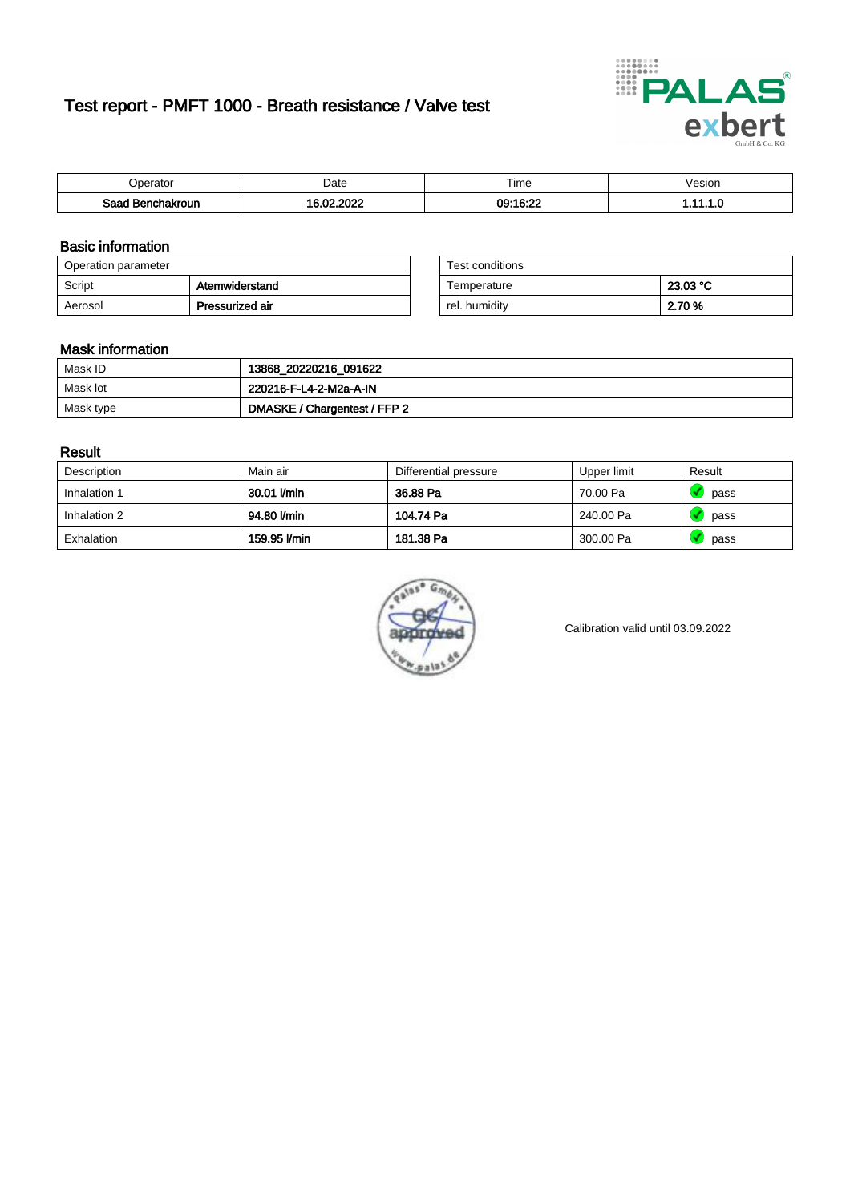# Test report - PMFT 1000 - Breath resistance / Valve test

| Operator | Date | Time | Vesion |
|---|---|---|---|
| **Saad Benchakroun** | **16.02.2022** | **09:16:22** | **1.11.1.0** |

## Basic information

| Operation parameter | |
|---|---|
| Script | **Atemwiderstand** |
| Aerosol | **Pressurized air** |

| Test conditions | |
|---|---|
| Temperature | **23.03 °C** |
| rel. humidity | **2.70 %** |

## Mask information

| | |
|---|---|
| Mask ID | **13868_20220216_091622** |
| Mask lot | **220216-F-L4-2-M2a-A-IN** |
| Mask type | **DMASKE / Chargentest / FFP 2** |

## Result

| Description | Main air | Differential pressure | Upper limit | Result |
|---|---|---|---|---|
| Inhalation 1 | **30.01 l/min** | **36.88 Pa** | 70.00 Pa | pass |
| Inhalation 2 | **94.80 l/min** | **104.74 Pa** | 240.00 Pa | pass |
| Exhalation | **159.95 l/min** | **181.38 Pa** | 300.00 Pa | pass |

Calibration valid until 03.09.2022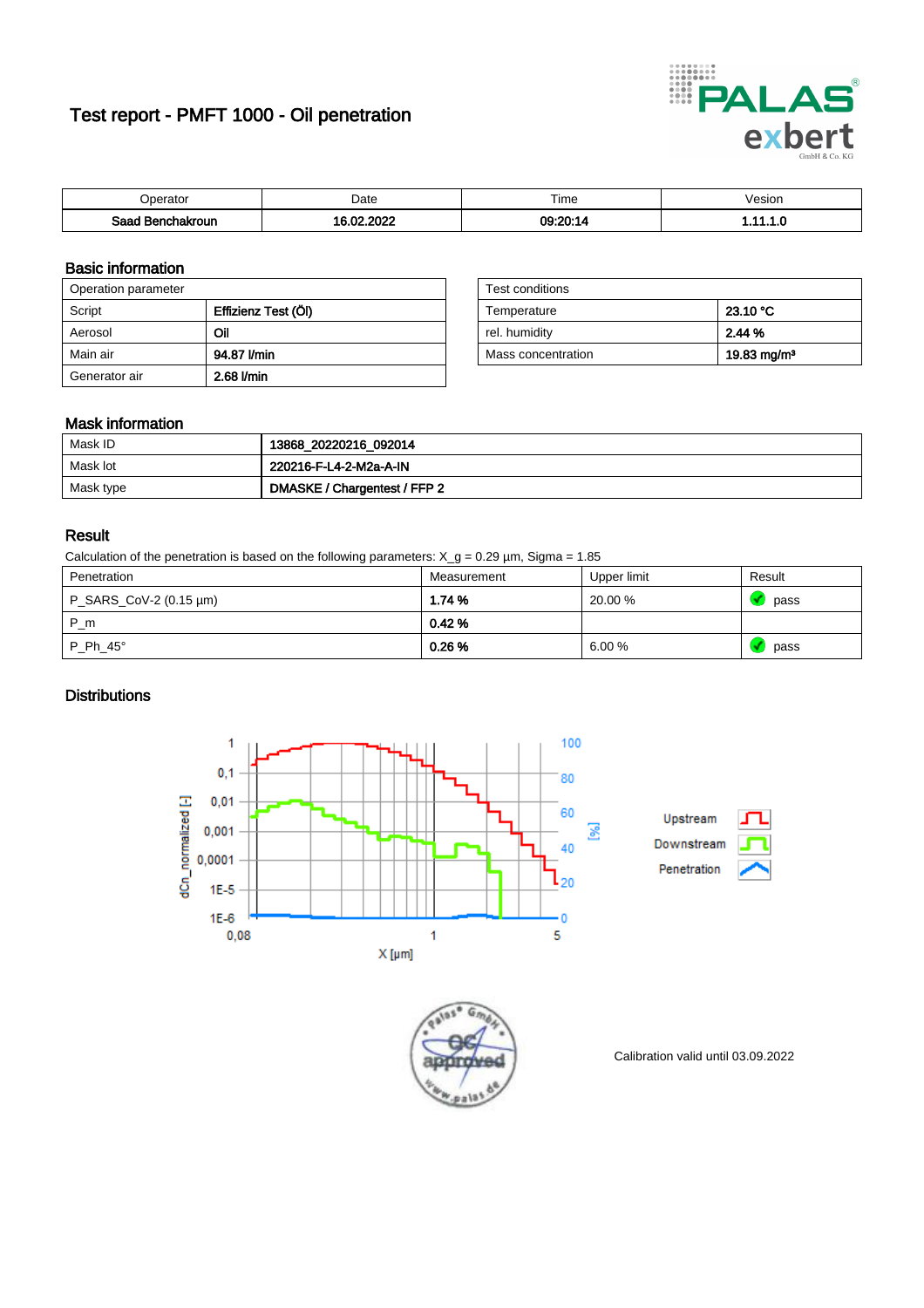# Test report - PMFT 1000 - Oil penetration

PALAS exbert GmbH & Co. KG

| Operator | Date | Time | Vesion |
|---|---|---|---|
| **Saad Benchakroun** | **16.02.2022** | **09:20:14** | **1.11.1.0** |

## Basic information

| Operation parameter | |
|---|---|
| Script | **Effizienz Test (Öl)** |
| Aerosol | **Oil** |
| Main air | **94.87 l/min** |
| Generator air | **2.68 l/min** |

| Test conditions | |
|---|---|
| Temperature | **23.10 °C** |
| rel. humidity | **2.44 %** |
| Mass concentration | **19.83 mg/m³** |

## Mask information

| | |
|---|---|
| Mask ID | **13868_20220216_092014** |
| Mask lot | **220216-F-L4-2-M2a-A-IN** |
| Mask type | **DMASKE / Chargentest / FFP 2** |

## Result

Calculation of the penetration is based on the following parameters: X_g = 0.29 µm, Sigma = 1.85

| Penetration | Measurement | Upper limit | Result |
|---|---|---|---|
| P_SARS_CoV-2 (0.15 µm) | **1.74 %** | 20.00 % | pass |
| P_m | **0.42 %** | | |
| P_Ph_45° | **0.26 %** | 6.00 % | pass |

## Distributions

dCn_normalized [-]
1
0,1
0,01
0,001
0,0001
1E-5
1E-6
0,08
1
5
X [µm]
[%]
100
80
60
40
20
0
Upstream
Downstream
Penetration

Palas® GmbH QC approved www.palas.de

Calibration valid until 03.09.2022